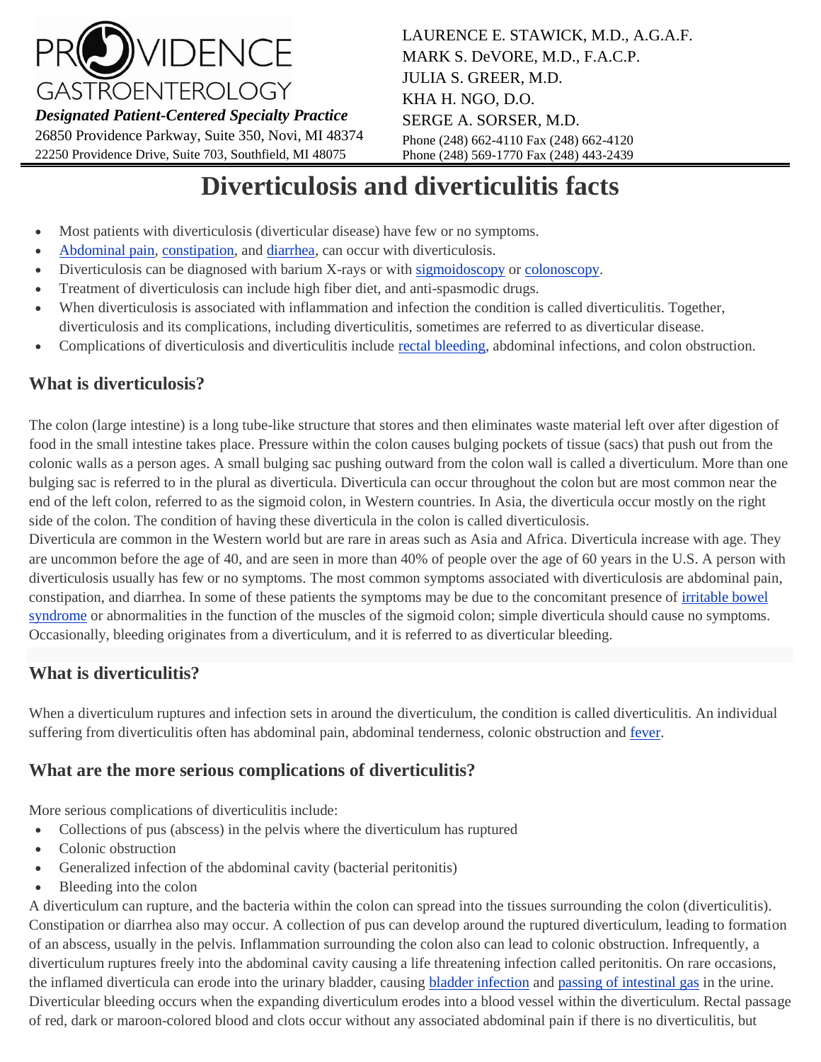PROVIDENCE GASTROENTEROLOGY

***Designated Patient-Centered Specialty Practice***

26850 Providence Parkway, Suite 350, Novi, MI 48374
22250 Providence Drive, Suite 703, Southfield, MI 48075

LAURENCE E. STAWICK, M.D., A.G.A.F.
MARK S. DeVORE, M.D., F.A.C.P.
JULIA S. GREER, M.D.
KHA H. NGO, D.O.
SERGE A. SORSER, M.D.
Phone (248) 662-4110 Fax (248) 662-4120
Phone (248) 569-1770 Fax (248) 443-2439

# Diverticulosis and diverticulitis facts

- Most patients with diverticulosis (diverticular disease) have few or no symptoms.
- Abdominal pain, constipation, and diarrhea, can occur with diverticulosis.
- Diverticulosis can be diagnosed with barium X-rays or with sigmoidoscopy or colonoscopy.
- Treatment of diverticulosis can include high fiber diet, and anti-spasmodic drugs.
- When diverticulosis is associated with inflammation and infection the condition is called diverticulitis. Together, diverticulosis and its complications, including diverticulitis, sometimes are referred to as diverticular disease.
- Complications of diverticulosis and diverticulitis include rectal bleeding, abdominal infections, and colon obstruction.

## What is diverticulosis?

The colon (large intestine) is a long tube-like structure that stores and then eliminates waste material left over after digestion of food in the small intestine takes place. Pressure within the colon causes bulging pockets of tissue (sacs) that push out from the colonic walls as a person ages. A small bulging sac pushing outward from the colon wall is called a diverticulum. More than one bulging sac is referred to in the plural as diverticula. Diverticula can occur throughout the colon but are most common near the end of the left colon, referred to as the sigmoid colon, in Western countries. In Asia, the diverticula occur mostly on the right side of the colon. The condition of having these diverticula in the colon is called diverticulosis.
Diverticula are common in the Western world but are rare in areas such as Asia and Africa. Diverticula increase with age. They are uncommon before the age of 40, and are seen in more than 40% of people over the age of 60 years in the U.S. A person with diverticulosis usually has few or no symptoms. The most common symptoms associated with diverticulosis are abdominal pain, constipation, and diarrhea. In some of these patients the symptoms may be due to the concomitant presence of irritable bowel syndrome or abnormalities in the function of the muscles of the sigmoid colon; simple diverticula should cause no symptoms. Occasionally, bleeding originates from a diverticulum, and it is referred to as diverticular bleeding.

## What is diverticulitis?

When a diverticulum ruptures and infection sets in around the diverticulum, the condition is called diverticulitis. An individual suffering from diverticulitis often has abdominal pain, abdominal tenderness, colonic obstruction and fever.

## What are the more serious complications of diverticulitis?

More serious complications of diverticulitis include:

- Collections of pus (abscess) in the pelvis where the diverticulum has ruptured
- Colonic obstruction
- Generalized infection of the abdominal cavity (bacterial peritonitis)
- Bleeding into the colon

A diverticulum can rupture, and the bacteria within the colon can spread into the tissues surrounding the colon (diverticulitis). Constipation or diarrhea also may occur. A collection of pus can develop around the ruptured diverticulum, leading to formation of an abscess, usually in the pelvis. Inflammation surrounding the colon also can lead to colonic obstruction. Infrequently, a diverticulum ruptures freely into the abdominal cavity causing a life threatening infection called peritonitis. On rare occasions, the inflamed diverticula can erode into the urinary bladder, causing bladder infection and passing of intestinal gas in the urine. Diverticular bleeding occurs when the expanding diverticulum erodes into a blood vessel within the diverticulum. Rectal passage of red, dark or maroon-colored blood and clots occur without any associated abdominal pain if there is no diverticulitis, but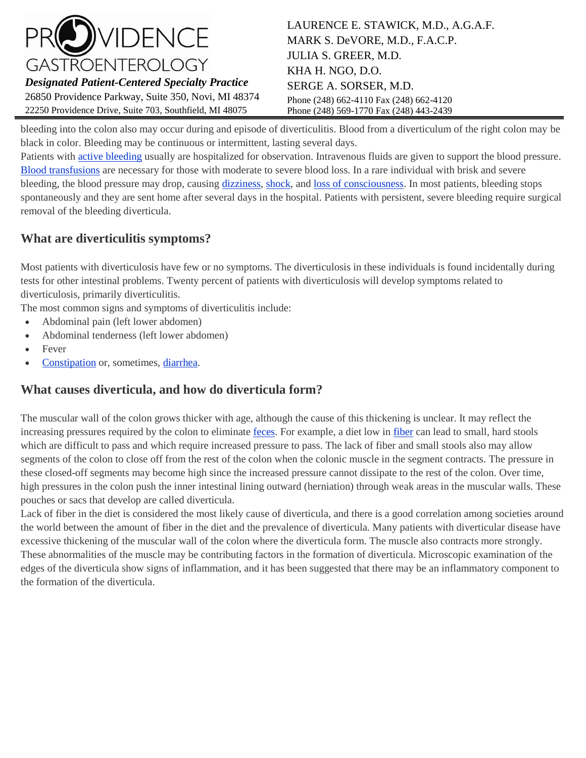bleeding into the colon also may occur during and episode of diverticulitis. Blood from a diverticulum of the right colon may be black in color. Bleeding may be continuous or intermittent, lasting several days.

Patients with active bleeding usually are hospitalized for observation. Intravenous fluids are given to support the blood pressure. Blood transfusions are necessary for those with moderate to severe blood loss. In a rare individual with brisk and severe bleeding, the blood pressure may drop, causing dizziness, shock, and loss of consciousness. In most patients, bleeding stops spontaneously and they are sent home after several days in the hospital. Patients with persistent, severe bleeding require surgical removal of the bleeding diverticula.

## What are diverticulitis symptoms?

Most patients with diverticulosis have few or no symptoms. The diverticulosis in these individuals is found incidentally during tests for other intestinal problems. Twenty percent of patients with diverticulosis will develop symptoms related to diverticulosis, primarily diverticulitis.

The most common signs and symptoms of diverticulitis include:

- Abdominal pain (left lower abdomen)
- Abdominal tenderness (left lower abdomen)
- Fever
- Constipation or, sometimes, diarrhea.

## What causes diverticula, and how do diverticula form?

The muscular wall of the colon grows thicker with age, although the cause of this thickening is unclear. It may reflect the increasing pressures required by the colon to eliminate feces. For example, a diet low in fiber can lead to small, hard stools which are difficult to pass and which require increased pressure to pass. The lack of fiber and small stools also may allow segments of the colon to close off from the rest of the colon when the colonic muscle in the segment contracts. The pressure in these closed-off segments may become high since the increased pressure cannot dissipate to the rest of the colon. Over time, high pressures in the colon push the inner intestinal lining outward (herniation) through weak areas in the muscular walls. These pouches or sacs that develop are called diverticula.

Lack of fiber in the diet is considered the most likely cause of diverticula, and there is a good correlation among societies around the world between the amount of fiber in the diet and the prevalence of diverticula. Many patients with diverticular disease have excessive thickening of the muscular wall of the colon where the diverticula form. The muscle also contracts more strongly. These abnormalities of the muscle may be contributing factors in the formation of diverticula. Microscopic examination of the edges of the diverticula show signs of inflammation, and it has been suggested that there may be an inflammatory component to the formation of the diverticula.